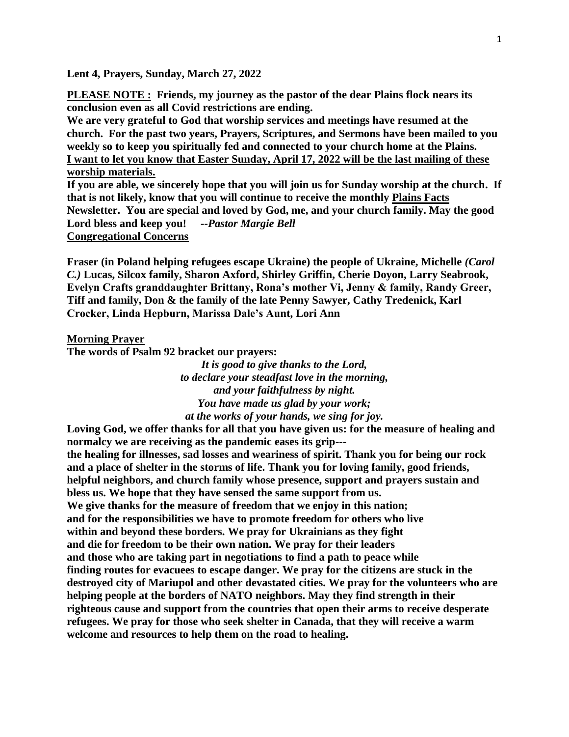**Lent 4, Prayers, Sunday, March 27, 2022**

**PLEASE NOTE : Friends, my journey as the pastor of the dear Plains flock nears its conclusion even as all Covid restrictions are ending.**
**We are very grateful to God that worship services and meetings have resumed at the church. For the past two years, Prayers, Scriptures, and Sermons have been mailed to you weekly so to keep you spiritually fed and connected to your church home at the Plains.**
**I want to let you know that Easter Sunday, April 17, 2022 will be the last mailing of these worship materials.**
**If you are able, we sincerely hope that you will join us for Sunday worship at the church. If that is not likely, know that you will continue to receive the monthly Plains Facts Newsletter. You are special and loved by God, me, and your church family. May the good Lord bless and keep you!** ***--Pastor Margie Bell***

**Congregational Concerns**

**Fraser (in Poland helping refugees escape Ukraine) the people of Ukraine, Michelle *(Carol C.)* Lucas, Silcox family, Sharon Axford, Shirley Griffin, Cherie Doyon, Larry Seabrook, Evelyn Crafts granddaughter Brittany, Rona's mother Vi, Jenny & family, Randy Greer, Tiff and family, Don & the family of the late Penny Sawyer, Cathy Tredenick, Karl Crocker, Linda Hepburn, Marissa Dale's Aunt, Lori Ann**

**Morning Prayer**

**The words of Psalm 92 bracket our prayers:**

> ***It is good to give thanks to the Lord,***
> ***to declare your steadfast love in the morning,***
> ***and your faithfulness by night.***
> ***You have made us glad by your work;***
> ***at the works of your hands, we sing for joy.***

**Loving God, we offer thanks for all that you have given us: for the measure of healing and normalcy we are receiving as the pandemic eases its grip---**
**the healing for illnesses, sad losses and weariness of spirit. Thank you for being our rock and a place of shelter in the storms of life. Thank you for loving family, good friends, helpful neighbors, and church family whose presence, support and prayers sustain and bless us. We hope that they have sensed the same support from us.**
**We give thanks for the measure of freedom that we enjoy in this nation; and for the responsibilities we have to promote freedom for others who live within and beyond these borders. We pray for Ukrainians as they fight and die for freedom to be their own nation. We pray for their leaders and those who are taking part in negotiations to find a path to peace while finding routes for evacuees to escape danger. We pray for the citizens are stuck in the destroyed city of Mariupol and other devastated cities. We pray for the volunteers who are helping people at the borders of NATO neighbors. May they find strength in their righteous cause and support from the countries that open their arms to receive desperate refugees. We pray for those who seek shelter in Canada, that they will receive a warm welcome and resources to help them on the road to healing.**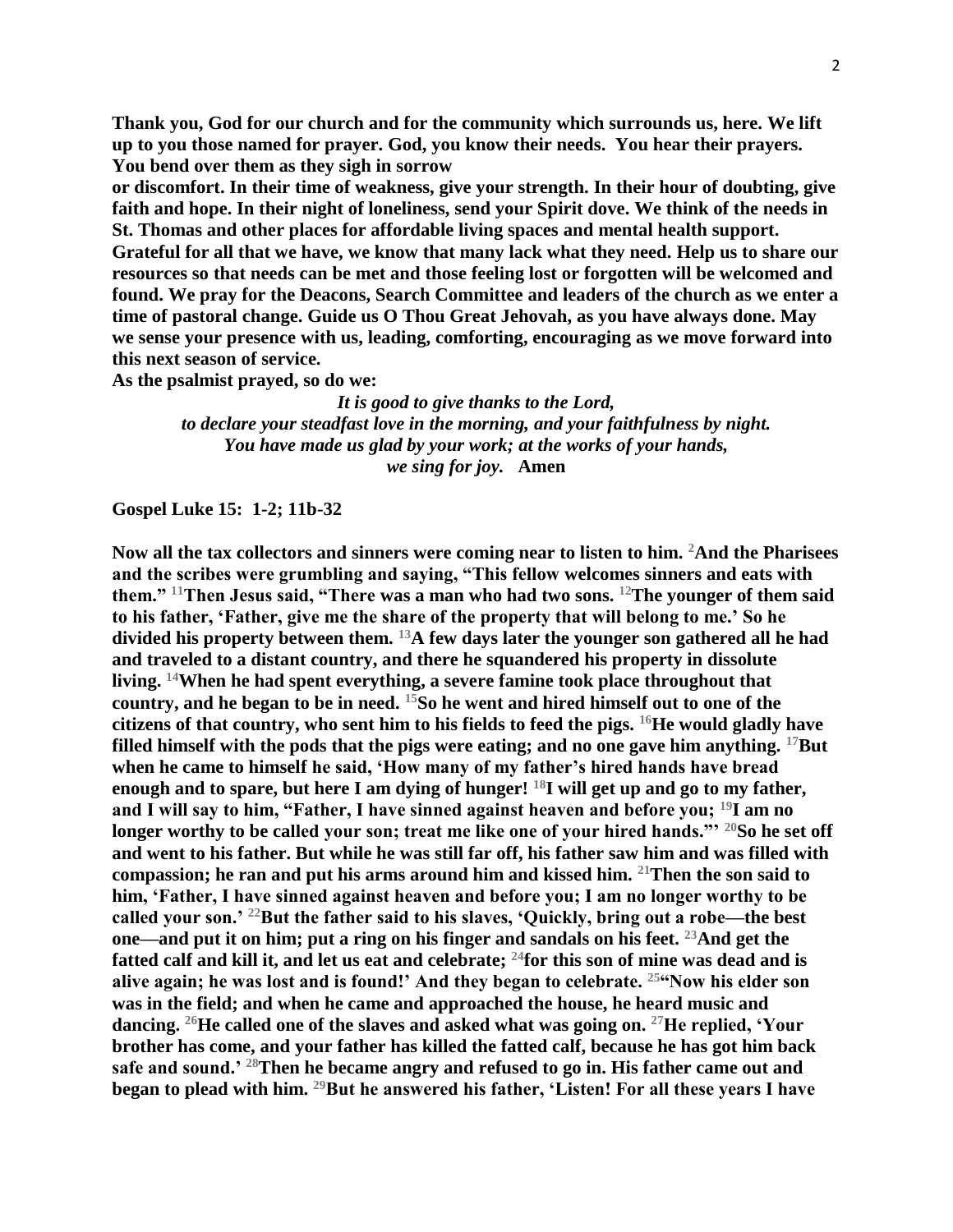**Thank you, God for our church and for the community which surrounds us, here. We lift up to you those named for prayer. God, you know their needs. You hear their prayers. You bend over them as they sigh in sorrow or discomfort. In their time of weakness, give your strength. In their hour of doubting, give faith and hope. In their night of loneliness, send your Spirit dove. We think of the needs in St. Thomas and other places for affordable living spaces and mental health support. Grateful for all that we have, we know that many lack what they need. Help us to share our resources so that needs can be met and those feeling lost or forgotten will be welcomed and found. We pray for the Deacons, Search Committee and leaders of the church as we enter a time of pastoral change. Guide us O Thou Great Jehovah, as you have always done. May we sense your presence with us, leading, comforting, encouraging as we move forward into this next season of service.**

**As the psalmist prayed, so do we:**

***It is good to give thanks to the Lord,***
***to declare your steadfast love in the morning, and your faithfulness by night.***
***You have made us glad by your work; at the works of your hands,***
***we sing for joy.*** **Amen**

**Gospel Luke 15: 1-2; 11b-32**

**Now all the tax collectors and sinners were coming near to listen to him. [2]And the Pharisees and the scribes were grumbling and saying, "This fellow welcomes sinners and eats with them." [11]Then Jesus said, "There was a man who had two sons. [12]The younger of them said to his father, 'Father, give me the share of the property that will belong to me.' So he divided his property between them. [13]A few days later the younger son gathered all he had and traveled to a distant country, and there he squandered his property in dissolute living. [14]When he had spent everything, a severe famine took place throughout that country, and he began to be in need. [15]So he went and hired himself out to one of the citizens of that country, who sent him to his fields to feed the pigs. [16]He would gladly have filled himself with the pods that the pigs were eating; and no one gave him anything. [17]But when he came to himself he said, 'How many of my father's hired hands have bread enough and to spare, but here I am dying of hunger! [18]I will get up and go to my father, and I will say to him, "Father, I have sinned against heaven and before you; [19]I am no longer worthy to be called your son; treat me like one of your hired hands."' [20]So he set off and went to his father. But while he was still far off, his father saw him and was filled with compassion; he ran and put his arms around him and kissed him. [21]Then the son said to him, 'Father, I have sinned against heaven and before you; I am no longer worthy to be called your son.' [22]But the father said to his slaves, 'Quickly, bring out a robe—the best one—and put it on him; put a ring on his finger and sandals on his feet. [23]And get the fatted calf and kill it, and let us eat and celebrate; [24]for this son of mine was dead and is alive again; he was lost and is found!' And they began to celebrate. [25]"Now his elder son was in the field; and when he came and approached the house, he heard music and dancing. [26]He called one of the slaves and asked what was going on. [27]He replied, 'Your brother has come, and your father has killed the fatted calf, because he has got him back safe and sound.' [28]Then he became angry and refused to go in. His father came out and began to plead with him. [29]But he answered his father, 'Listen! For all these years I have**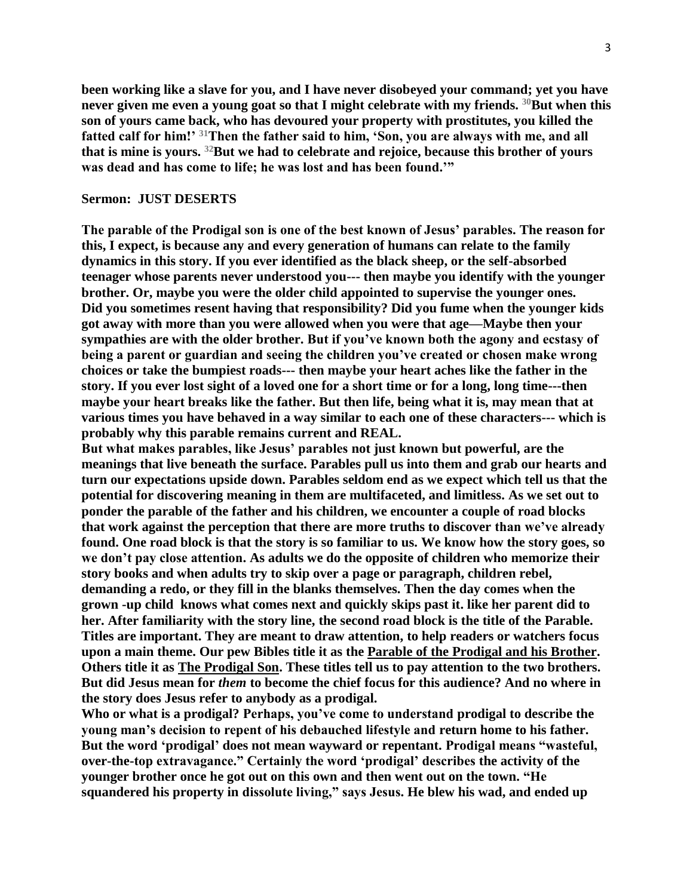**been working like a slave for you, and I have never disobeyed your command; yet you have never given me even a young goat so that I might celebrate with my friends. [30]But when this son of yours came back, who has devoured your property with prostitutes, you killed the fatted calf for him!' [31]Then the father said to him, 'Son, you are always with me, and all that is mine is yours. [32]But we had to celebrate and rejoice, because this brother of yours was dead and has come to life; he was lost and has been found.'"**

**Sermon: JUST DESERTS**

**The parable of the Prodigal son is one of the best known of Jesus' parables. The reason for this, I expect, is because any and every generation of humans can relate to the family dynamics in this story. If you ever identified as the black sheep, or the self-absorbed teenager whose parents never understood you--- then maybe you identify with the younger brother. Or, maybe you were the older child appointed to supervise the younger ones. Did you sometimes resent having that responsibility? Did you fume when the younger kids got away with more than you were allowed when you were that age—Maybe then your sympathies are with the older brother. But if you've known both the agony and ecstasy of being a parent or guardian and seeing the children you've created or chosen make wrong choices or take the bumpiest roads--- then maybe your heart aches like the father in the story. If you ever lost sight of a loved one for a short time or for a long, long time---then maybe your heart breaks like the father. But then life, being what it is, may mean that at various times you have behaved in a way similar to each one of these characters--- which is probably why this parable remains current and REAL.**

**But what makes parables, like Jesus' parables not just known but powerful, are the meanings that live beneath the surface. Parables pull us into them and grab our hearts and turn our expectations upside down. Parables seldom end as we expect which tell us that the potential for discovering meaning in them are multifaceted, and limitless. As we set out to ponder the parable of the father and his children, we encounter a couple of road blocks that work against the perception that there are more truths to discover than we've already found. One road block is that the story is so familiar to us. We know how the story goes, so we don't pay close attention. As adults we do the opposite of children who memorize their story books and when adults try to skip over a page or paragraph, children rebel, demanding a redo, or they fill in the blanks themselves. Then the day comes when the grown -up child knows what comes next and quickly skips past it. like her parent did to her. After familiarity with the story line, the second road block is the title of the Parable. Titles are important. They are meant to draw attention, to help readers or watchers focus upon a main theme. Our pew Bibles title it as the <u>Parable of the Prodigal and his Brother</u>. Others title it as <u>The Prodigal Son</u>. These titles tell us to pay attention to the two brothers. But did Jesus mean for *them* to become the chief focus for this audience? And no where in the story does Jesus refer to anybody as a prodigal.**

**Who or what is a prodigal? Perhaps, you've come to understand prodigal to describe the young man's decision to repent of his debauched lifestyle and return home to his father. But the word 'prodigal' does not mean wayward or repentant. Prodigal means "wasteful, over-the-top extravagance." Certainly the word 'prodigal' describes the activity of the younger brother once he got out on this own and then went out on the town. "He squandered his property in dissolute living," says Jesus. He blew his wad, and ended up**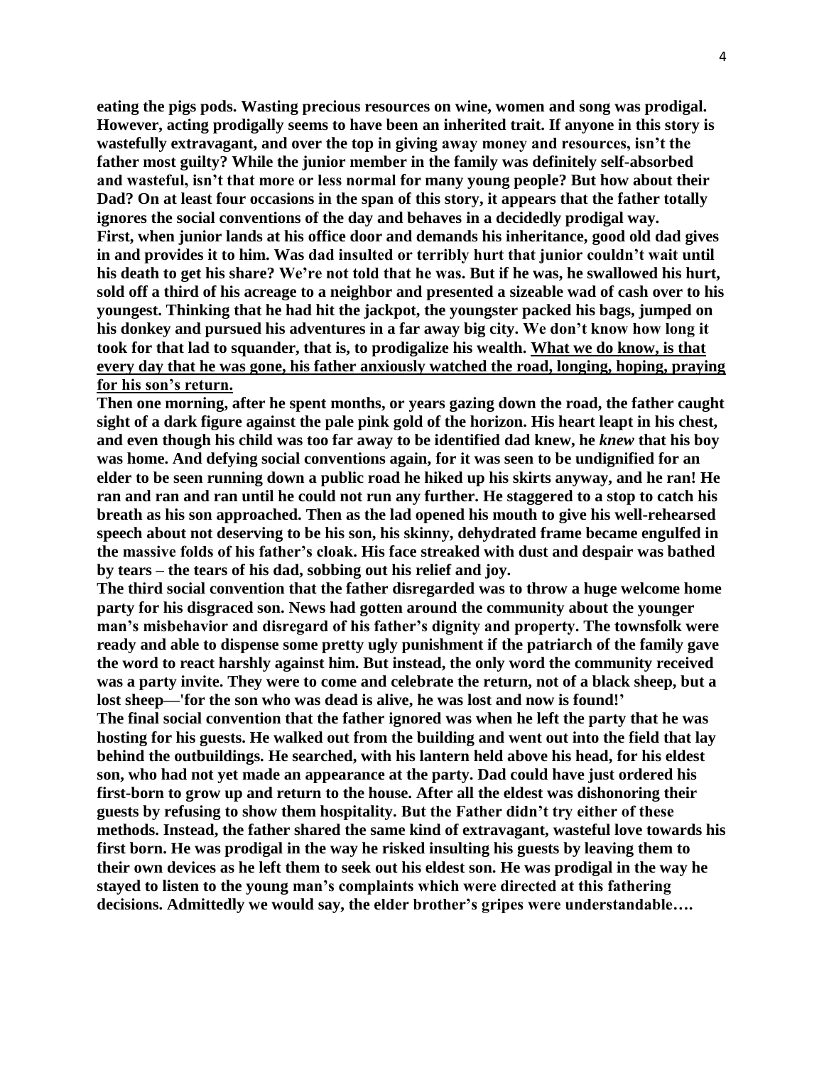**eating the pigs pods. Wasting precious resources on wine, women and song was prodigal. However, acting prodigally seems to have been an inherited trait. If anyone in this story is wastefully extravagant, and over the top in giving away money and resources, isn't the father most guilty? While the junior member in the family was definitely self-absorbed and wasteful, isn't that more or less normal for many young people? But how about their Dad? On at least four occasions in the span of this story, it appears that the father totally ignores the social conventions of the day and behaves in a decidedly prodigal way.**

**First, when junior lands at his office door and demands his inheritance, good old dad gives in and provides it to him. Was dad insulted or terribly hurt that junior couldn't wait until his death to get his share? We're not told that he was. But if he was, he swallowed his hurt, sold off a third of his acreage to a neighbor and presented a sizeable wad of cash over to his youngest. Thinking that he had hit the jackpot, the youngster packed his bags, jumped on his donkey and pursued his adventures in a far away big city. We don't know how long it took for that lad to squander, that is, to prodigalize his wealth. <u>What we do know, is that every day that he was gone, his father anxiously watched the road, longing, hoping, praying for his son's return.</u>**

**Then one morning, after he spent months, or years gazing down the road, the father caught sight of a dark figure against the pale pink gold of the horizon. His heart leapt in his chest, and even though his child was too far away to be identified dad knew, he *knew* that his boy was home. And defying social conventions again, for it was seen to be undignified for an elder to be seen running down a public road he hiked up his skirts anyway, and he ran! He ran and ran and ran until he could not run any further. He staggered to a stop to catch his breath as his son approached. Then as the lad opened his mouth to give his well-rehearsed speech about not deserving to be his son, his skinny, dehydrated frame became engulfed in the massive folds of his father's cloak. His face streaked with dust and despair was bathed by tears – the tears of his dad, sobbing out his relief and joy.**

**The third social convention that the father disregarded was to throw a huge welcome home party for his disgraced son. News had gotten around the community about the younger man's misbehavior and disregard of his father's dignity and property. The townsfolk were ready and able to dispense some pretty ugly punishment if the patriarch of the family gave the word to react harshly against him. But instead, the only word the community received was a party invite. They were to come and celebrate the return, not of a black sheep, but a lost sheep—'for the son who was dead is alive, he was lost and now is found!'**

**The final social convention that the father ignored was when he left the party that he was hosting for his guests. He walked out from the building and went out into the field that lay behind the outbuildings. He searched, with his lantern held above his head, for his eldest son, who had not yet made an appearance at the party. Dad could have just ordered his first-born to grow up and return to the house. After all the eldest was dishonoring their guests by refusing to show them hospitality. But the Father didn't try either of these methods. Instead, the father shared the same kind of extravagant, wasteful love towards his first born. He was prodigal in the way he risked insulting his guests by leaving them to their own devices as he left them to seek out his eldest son. He was prodigal in the way he stayed to listen to the young man's complaints which were directed at this fathering decisions. Admittedly we would say, the elder brother's gripes were understandable….**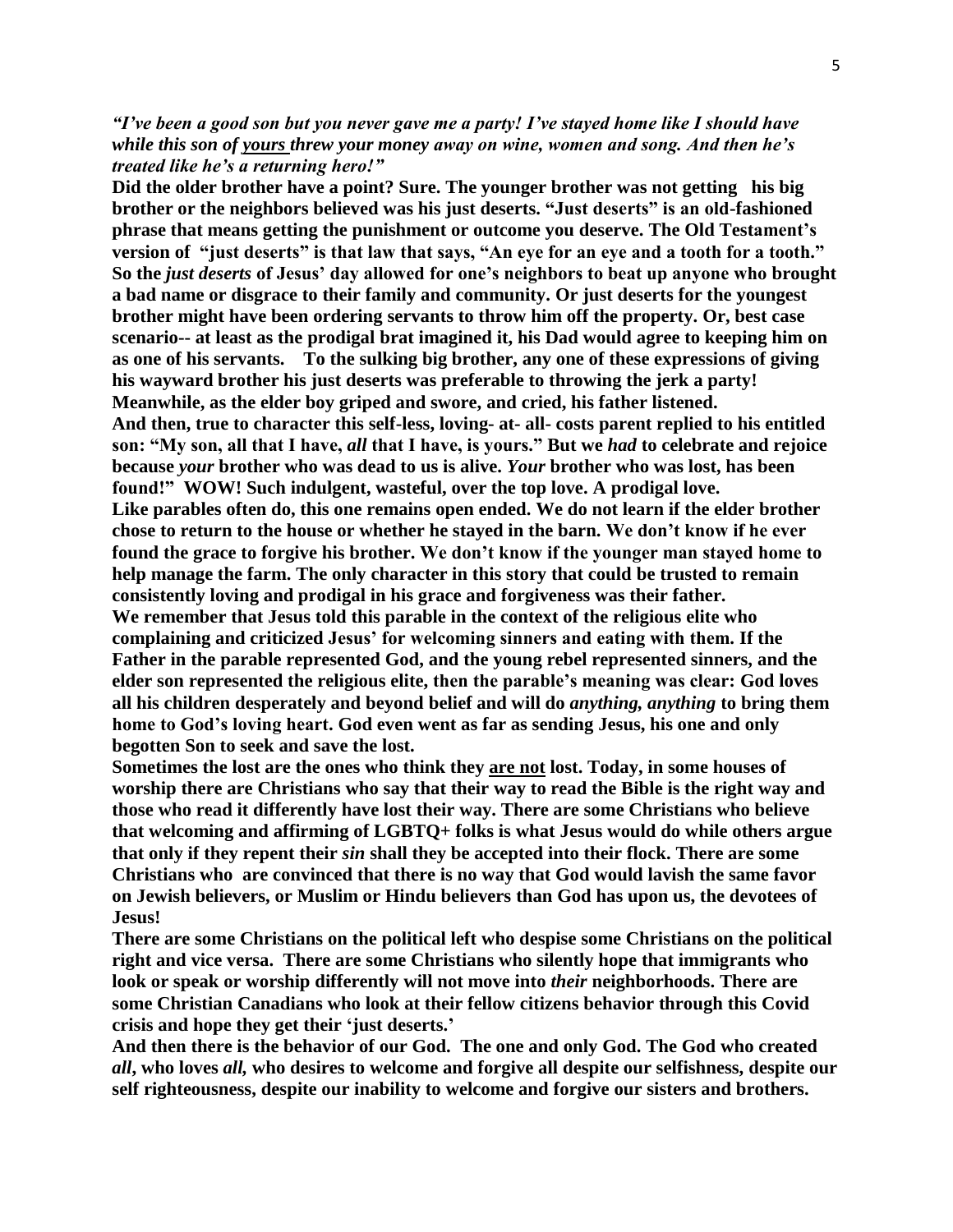***"I've been a good son but you never gave me a party! I've stayed home like I should have while this son of <u>yours</u> threw your money away on wine, women and song. And then he's treated like he's a returning hero!"***

**Did the older brother have a point? Sure. The younger brother was not getting his big brother or the neighbors believed was his just deserts. "Just deserts" is an old-fashioned phrase that means getting the punishment or outcome you deserve. The Old Testament's version of "just deserts" is that law that says, "An eye for an eye and a tooth for a tooth." So the *just deserts* of Jesus' day allowed for one's neighbors to beat up anyone who brought a bad name or disgrace to their family and community. Or just deserts for the youngest brother might have been ordering servants to throw him off the property. Or, best case scenario-- at least as the prodigal brat imagined it, his Dad would agree to keeping him on as one of his servants. To the sulking big brother, any one of these expressions of giving his wayward brother his just deserts was preferable to throwing the jerk a party! Meanwhile, as the elder boy griped and swore, and cried, his father listened.**

**And then, true to character this self-less, loving- at- all- costs parent replied to his entitled son: "My son, all that I have, *all* that I have, is yours." But we *had* to celebrate and rejoice because *your* brother who was dead to us is alive. *Your* brother who was lost, has been found!" WOW! Such indulgent, wasteful, over the top love. A prodigal love.**

**Like parables often do, this one remains open ended. We do not learn if the elder brother chose to return to the house or whether he stayed in the barn. We don't know if he ever found the grace to forgive his brother. We don't know if the younger man stayed home to help manage the farm. The only character in this story that could be trusted to remain consistently loving and prodigal in his grace and forgiveness was their father.**

**We remember that Jesus told this parable in the context of the religious elite who complaining and criticized Jesus' for welcoming sinners and eating with them. If the Father in the parable represented God, and the young rebel represented sinners, and the elder son represented the religious elite, then the parable's meaning was clear: God loves all his children desperately and beyond belief and will do *anything, anything* to bring them home to God's loving heart. God even went as far as sending Jesus, his one and only begotten Son to seek and save the lost.**

**Sometimes the lost are the ones who think they <u>are not</u> lost. Today, in some houses of worship there are Christians who say that their way to read the Bible is the right way and those who read it differently have lost their way. There are some Christians who believe that welcoming and affirming of LGBTQ+ folks is what Jesus would do while others argue that only if they repent their *sin* shall they be accepted into their flock. There are some Christians who are convinced that there is no way that God would lavish the same favor on Jewish believers, or Muslim or Hindu believers than God has upon us, the devotees of Jesus!**

**There are some Christians on the political left who despise some Christians on the political right and vice versa. There are some Christians who silently hope that immigrants who look or speak or worship differently will not move into *their* neighborhoods. There are some Christian Canadians who look at their fellow citizens behavior through this Covid crisis and hope they get their 'just deserts.'**

**And then there is the behavior of our God. The one and only God. The God who created *all*, who loves *all,* who desires to welcome and forgive all despite our selfishness, despite our self righteousness, despite our inability to welcome and forgive our sisters and brothers.**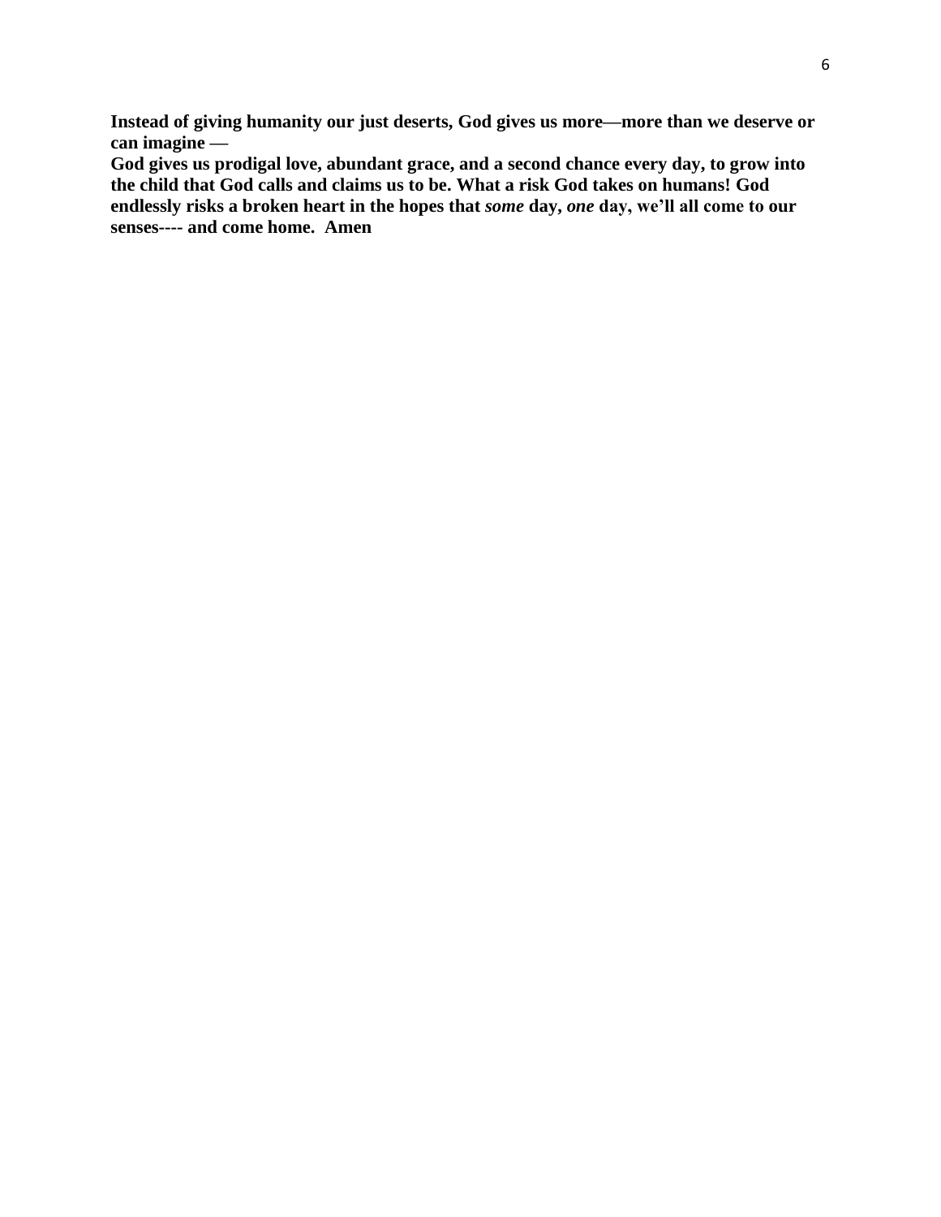**Instead of giving humanity our just deserts, God gives us more—more than we deserve or can imagine —**
**God gives us prodigal love, abundant grace, and a second chance every day, to grow into the child that God calls and claims us to be. What a risk God takes on humans! God endlessly risks a broken heart in the hopes that *some* day, *one* day, we'll all come to our senses---- and come home. Amen**